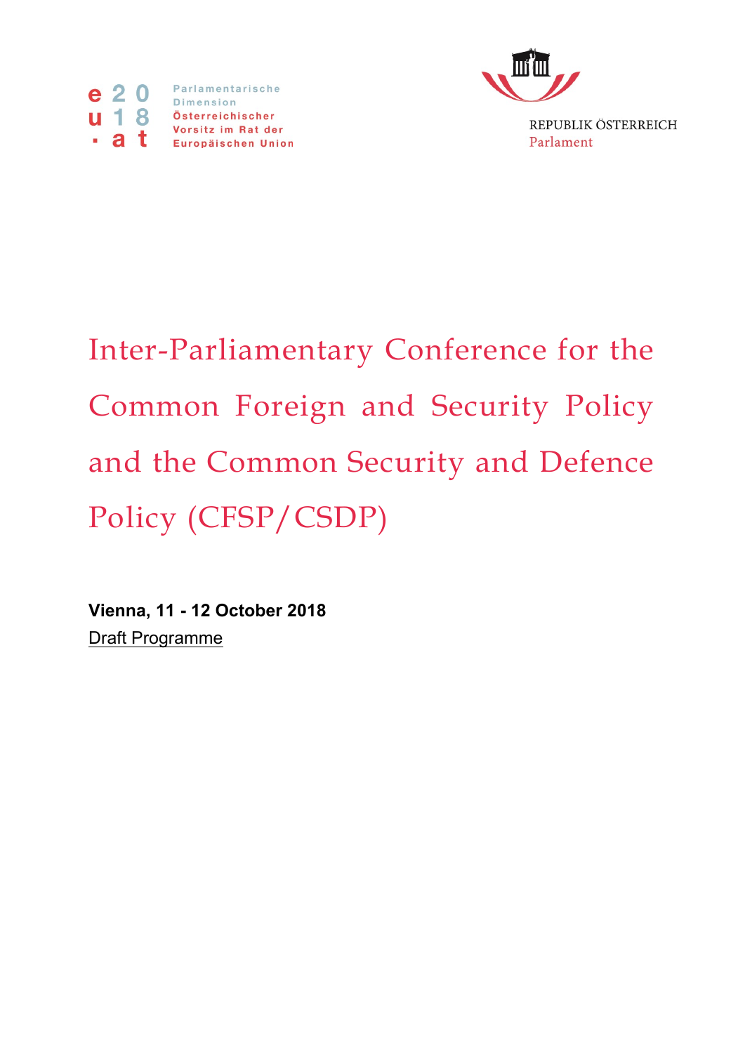Parlamentarische Dimension Österreichischer Vorsitz im Rat der Europäischen Union

REPUBLIK ÖSTERREICH
Parlament

# Inter-Parliamentary Conference for the Common Foreign and Security Policy and the Common Security and Defence Policy (CFSP/CSDP)

**Vienna, 11 - 12 October 2018**

Draft Programme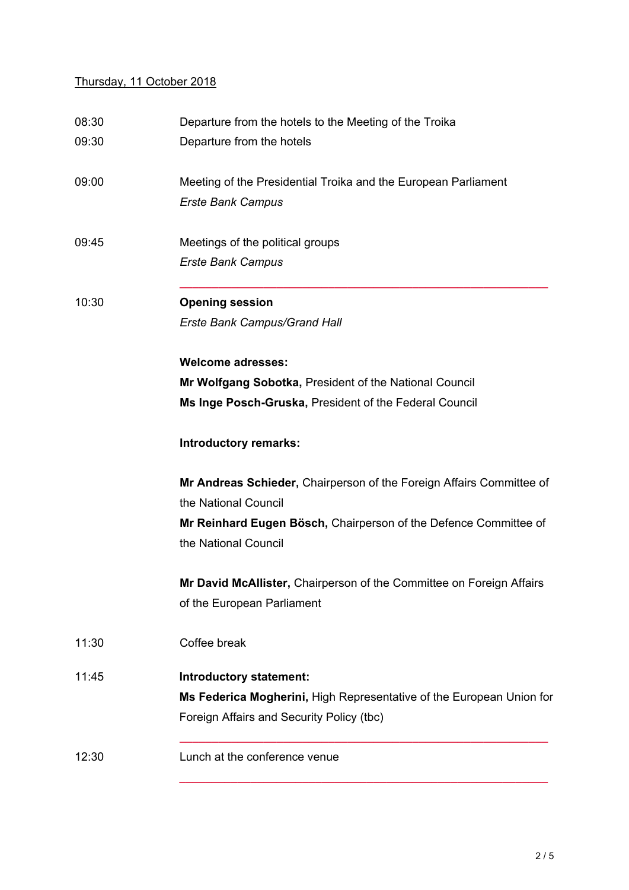Thursday, 11 October 2018

| | |
|---|---|
| 08:30 | Departure from the hotels to the Meeting of the Troika |
| 09:30 | Departure from the hotels |
| 09:00 | Meeting of the Presidential Troika and the European Parliament<br>*Erste Bank Campus* |
| 09:45 | Meetings of the political groups<br>*Erste Bank Campus* |
| 10:30 | **Opening session**<br>*Erste Bank Campus/Grand Hall*<br><br>**Welcome adresses:**<br>**Mr Wolfgang Sobotka,** President of the National Council<br>**Ms Inge Posch-Gruska,** President of the Federal Council<br><br>**Introductory remarks:**<br><br>**Mr Andreas Schieder,** Chairperson of the Foreign Affairs Committee of the National Council<br>**Mr Reinhard Eugen Bösch,** Chairperson of the Defence Committee of the National Council<br><br>**Mr David McAllister,** Chairperson of the Committee on Foreign Affairs of the European Parliament |
| 11:30 | Coffee break |
| 11:45 | **Introductory statement:**<br>**Ms Federica Mogherini,** High Representative of the European Union for Foreign Affairs and Security Policy (tbc) |
| 12:30 | Lunch at the conference venue |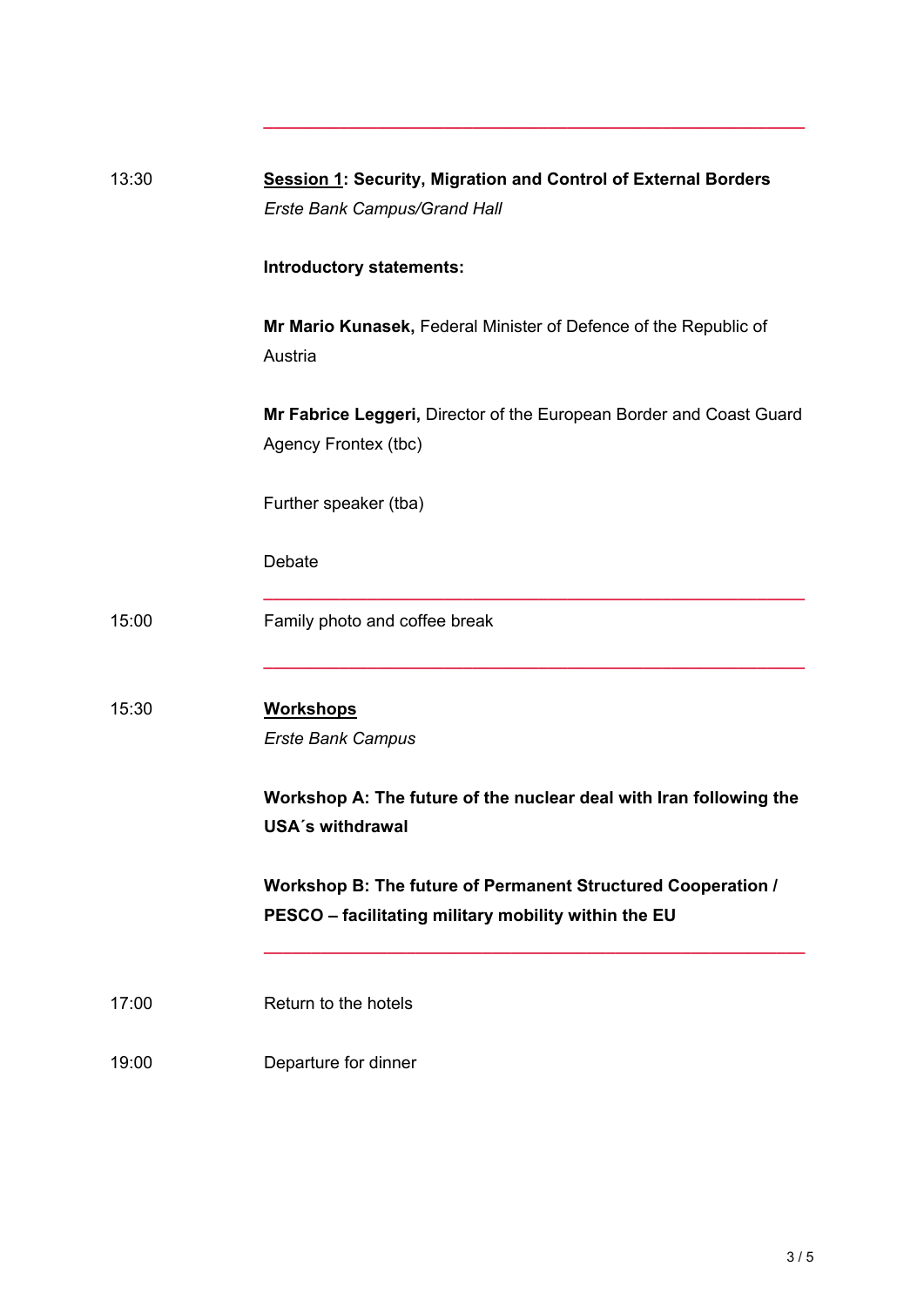---

**13:30** — <u>**Session 1**</u>**: Security, Migration and Control of External Borders**
*Erste Bank Campus/Grand Hall*

**Introductory statements:**

**Mr Mario Kunasek,** Federal Minister of Defence of the Republic of Austria

**Mr Fabrice Leggeri,** Director of the European Border and Coast Guard Agency Frontex (tbc)

Further speaker (tba)

Debate

---

**15:00** — Family photo and coffee break

---

**15:30** — <u>**Workshops**</u>
*Erste Bank Campus*

**Workshop A: The future of the nuclear deal with Iran following the USA´s withdrawal**

**Workshop B: The future of Permanent Structured Cooperation / PESCO – facilitating military mobility within the EU**

---

**17:00** — Return to the hotels

**19:00** — Departure for dinner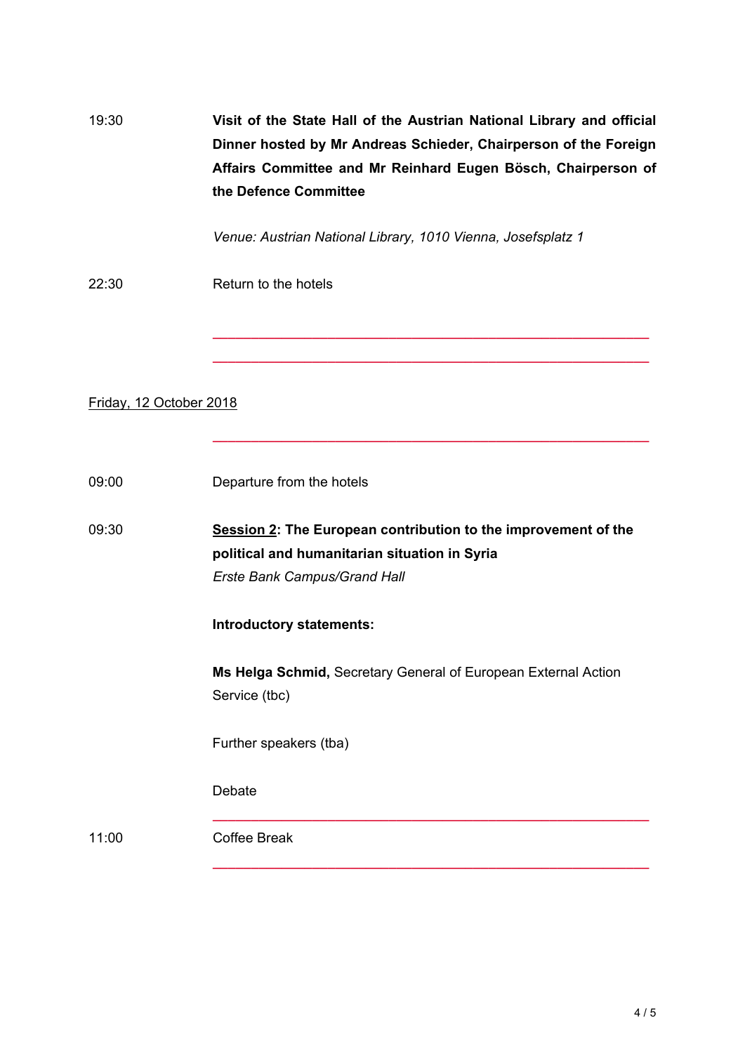19:30 **Visit of the State Hall of the Austrian National Library and official Dinner hosted by Mr Andreas Schieder, Chairperson of the Foreign Affairs Committee and Mr Reinhard Eugen Bösch, Chairperson of the Defence Committee**

*Venue: Austrian National Library, 1010 Vienna, Josefsplatz 1*

22:30 Return to the hotels

---

---

Friday, 12 October 2018

---

09:00 Departure from the hotels

09:30 **Session 2: The European contribution to the improvement of the political and humanitarian situation in Syria**
*Erste Bank Campus/Grand Hall*

**Introductory statements:**

**Ms Helga Schmid,** Secretary General of European External Action Service (tbc)

Further speakers (tba)

Debate

---

11:00 Coffee Break

---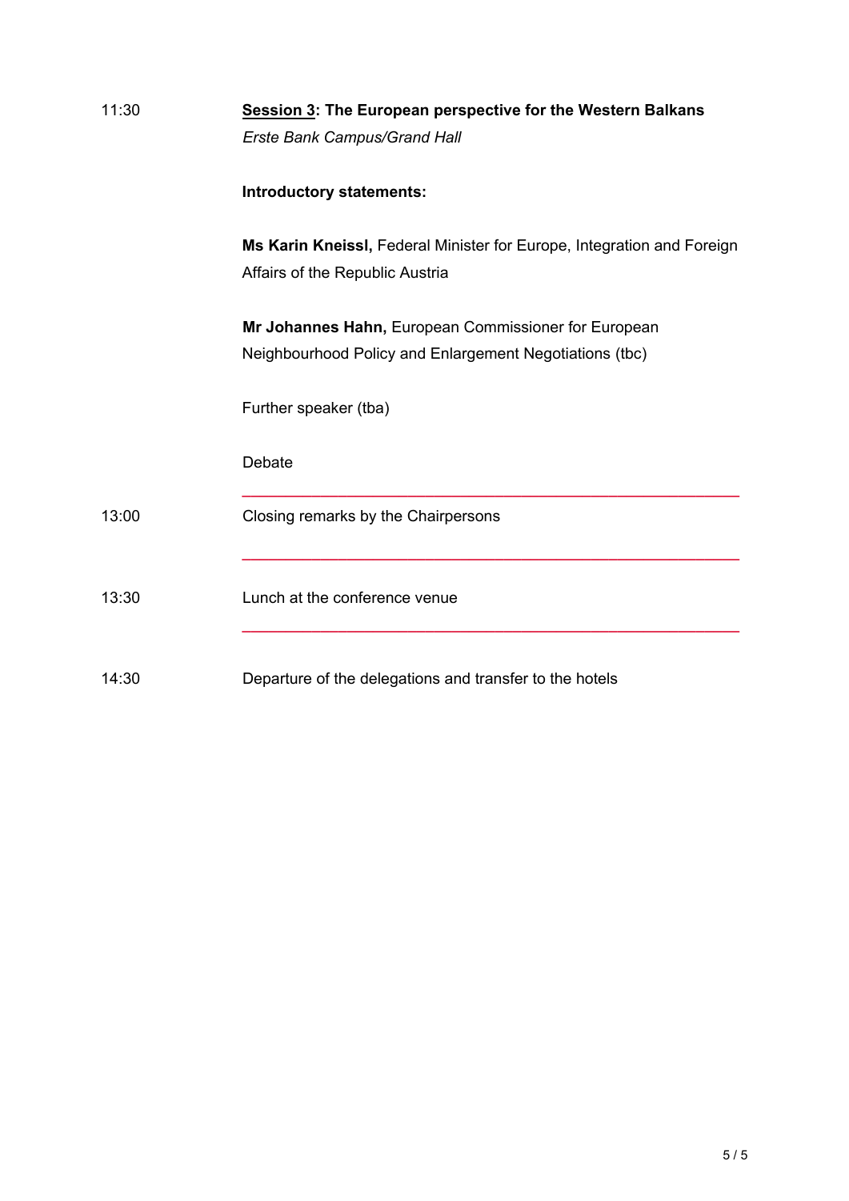11:30 **Session 3: The European perspective for the Western Balkans**
*Erste Bank Campus/Grand Hall*

**Introductory statements:**

**Ms Karin Kneissl,** Federal Minister for Europe, Integration and Foreign Affairs of the Republic Austria

**Mr Johannes Hahn,** European Commissioner for European Neighbourhood Policy and Enlargement Negotiations (tbc)

Further speaker (tba)

Debate

---

13:00 Closing remarks by the Chairpersons

---

13:30 Lunch at the conference venue

---

14:30 Departure of the delegations and transfer to the hotels